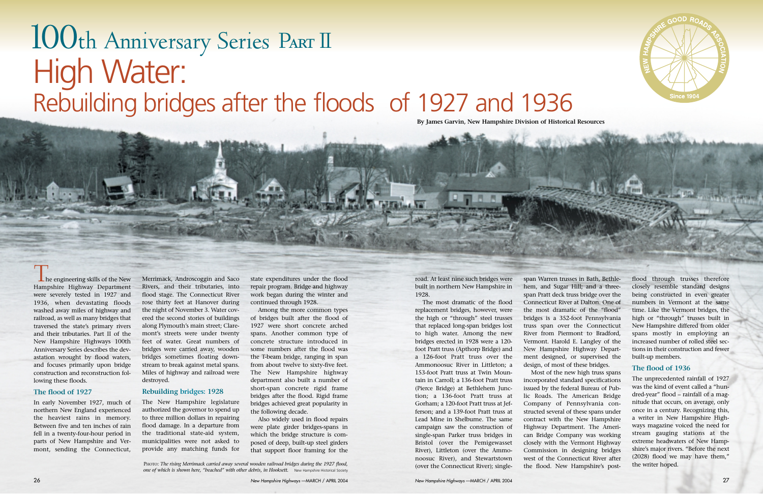# 100th Anniversary Series Part II

# High Water:

## Rebuilding bridges after the floods of 1927 and 1936

**By James Garvin, New Hampshire Division of Historical Resources**

The engineering skills of the New Hampshire Highway Department were severely tested in 1927 and 1936, when devastating floods washed away miles of highway and railroad, as well as many bridges that traversed the state's primary rivers and their tributaries. Part II of the New Hampshire Highways 100th Anniversary Series describes the devastation wrought by flood waters, and focuses primarily upon bridge construction and reconstruction following these floods.

### The flood of 1927

In early November 1927, much of northern New England experienced the heaviest rains in memory. Between five and ten inches of rain fell in a twenty-four-hour period in parts of New Hampshire and Vermont, sending the Connecticut, Merrimack, Androscoggin and Saco Rivers, and their tributaries, into flood stage. The Connecticut River rose thirty feet at Hanover during the night of November 3. Water covered the second stories of buildings along Plymouth's main street; Claremont's streets were under twenty feet of water. Great numbers of bridges were carried away, wooden bridges sometimes floating downstream to break against metal spans. Miles of highway and railroad were destroyed.

### Rebuilding bridges: 1928

The New Hampshire legislature authorized the governor to spend up to three million dollars in repairing flood damage. In a departure from the traditional state-aid system, municipalities were not asked to provide any matching funds for state expenditures under the flood repair program. Bridge and highway work began during the winter and continued through 1928.

Among the more common types of bridges built after the flood of 1927 were short concrete arched spans. Another common type of concrete structure introduced in some numbers after the flood was the T-beam bridge, ranging in span from about twelve to sixty-five feet. The New Hampshire highway department also built a number of short-span concrete rigid frame bridges after the flood. Rigid frame bridges achieved great popularity in the following decade.

Also widely used in flood repairs were plate girder bridges-spans in which the bridge structure is composed of deep, built-up steel girders that support floor framing for the road. At least nine such bridges were built in northern New Hampshire in 1928.

The most dramatic of the flood replacement bridges, however, were the high or "through" steel trusses that replaced long-span bridges lost to high water. Among the new bridges erected in 1928 were a 120-foot Pratt truss (Apthorp Bridge) and a 126-foot Pratt truss over the Ammonoosuc River in Littleton; a 153-foot Pratt truss at Twin Mountain in Carroll; a 136-foot Pratt truss (Pierce Bridge) at Bethlehem Junction; a 136-foot Pratt truss at Gorham; a 120-foot Pratt truss at Jefferson; and a 139-foot Pratt truss at Lead Mine in Shelburne. The same campaign saw the construction of single-span Parker truss bridges in Bristol (over the Pemigewasset River), Littleton (over the Ammonoosuc River), and Stewartstown (over the Connecticut River); single-span Warren trusses in Bath, Bethlehem, and Sugar Hill; and a three-span Pratt deck truss bridge over the Connecticut River at Dalton. One of the most dramatic of the "flood" bridges is a 352-foot Pennsylvania truss span over the Connecticut River from Piermont to Bradford, Vermont. Harold E. Langley of the New Hampshire Highway Department designed, or supervised the design, of most of these bridges.

Most of the new high truss spans incorporated standard specifications issued by the federal Bureau of Public Roads. The American Bridge Company of Pennsylvania constructed several of these spans under contract with the New Hampshire Highway Department. The American Bridge Company was working closely with the Vermont Highway Commission in designing bridges west of the Connecticut River after the flood. New Hampshire's post-flood through trusses therefore closely resemble standard designs being constructed in even greater numbers in Vermont at the same time. Like the Vermont bridges, the high or "through" trusses built in New Hampshire differed from older spans mostly in employing an increased number of rolled steel sections in their construction and fewer built-up members.

### The flood of 1936

The unprecedented rainfall of 1927 was the kind of event called a "hundred-year" flood – rainfall of a magnitude that occurs, on average, only once in a century. Recognizing this, a writer in New Hampshire Highways magazine voiced the need for stream gauging stations at the extreme headwaters of New Hampshire's major rivers. "Before the next (2028) flood we may have them," the writer hoped.

Photo: *The rising Merrimack carried away several wooden railroad bridges during the 1927 flood, one of which is shown here, "beached" with other debris, in Hooksett.* New Hampshire Historical Society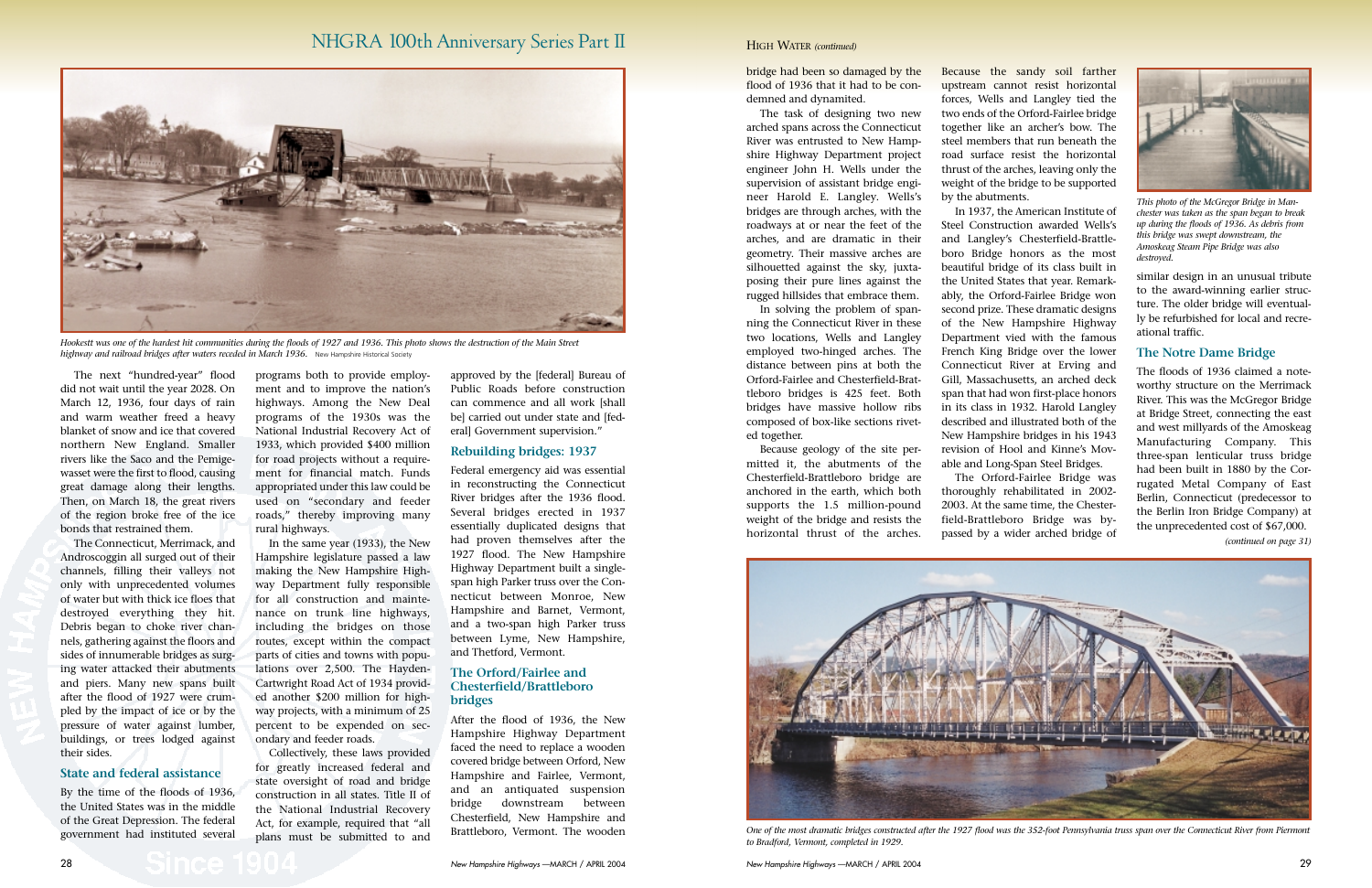*Hookestt was one of the hardest hit communities during the floods of 1927 and 1936. This photo shows the destruction of the Main Street highway and railroad bridges after waters receded in March 1936.* New Hampshire Historical Society

The next "hundred-year" flood did not wait until the year 2028. On March 12, 1936, four days of rain and warm weather freed a heavy blanket of snow and ice that covered northern New England. Smaller rivers like the Saco and the Pemigewasset were the first to flood, causing great damage along their lengths. Then, on March 18, the great rivers of the region broke free of the ice bonds that restrained them.

The Connecticut, Merrimack, and Androscoggin all surged out of their channels, filling their valleys not only with unprecedented volumes of water but with thick ice floes that destroyed everything they hit. Debris began to choke river channels, gathering against the floors and sides of innumerable bridges as surging water attacked their abutments and piers. Many new spans built after the flood of 1927 were crumpled by the impact of ice or by the pressure of water against lumber, buildings, or trees lodged against their sides.

## State and federal assistance

By the time of the floods of 1936, the United States was in the middle of the Great Depression. The federal government had instituted several programs both to provide employment and to improve the nation's highways. Among the New Deal programs of the 1930s was the National Industrial Recovery Act of 1933, which provided $400 million for road projects without a requirement for financial match. Funds appropriated under this law could be used on "secondary and feeder roads," thereby improving many rural highways.

In the same year (1933), the New Hampshire legislature passed a law making the New Hampshire Highway Department fully responsible for all construction and maintenance on trunk line highways, including the bridges on those routes, except within the compact parts of cities and towns with populations over 2,500. The Hayden-Cartwright Road Act of 1934 provided another $200 million for highway projects, with a minimum of 25 percent to be expended on secondary and feeder roads.

Collectively, these laws provided for greatly increased federal and state oversight of road and bridge construction in all states. Title II of the National Industrial Recovery Act, for example, required that "all plans must be submitted to and approved by the [federal] Bureau of Public Roads before construction can commence and all work [shall be] carried out under state and [federal] Government supervision."

## Rebuilding bridges: 1937

Federal emergency aid was essential in reconstructing the Connecticut River bridges after the 1936 flood. Several bridges erected in 1937 essentially duplicated designs that had proven themselves after the 1927 flood. The New Hampshire Highway Department built a single-span high Parker truss over the Connecticut River between Monroe, New Hampshire and Barnet, Vermont, and a two-span high Parker truss between Lyme, New Hampshire, and Thetford, Vermont.

## The Orford/Fairlee and Chesterfield/Brattleboro bridges

After the flood of 1936, the New Hampshire Highway Department faced the need to replace a wooden covered bridge between Orford, New Hampshire and Fairlee, Vermont, and an antiquated suspension bridge downstream between Chesterfield, New Hampshire and Brattleboro, Vermont. The wooden bridge had been so damaged by the flood of 1936 that it had to be condemned and dynamited.

The task of designing two new arched spans across the Connecticut River was entrusted to New Hampshire Highway Department project engineer John H. Wells under the supervision of assistant bridge engineer Harold E. Langley. Wells's bridges are through arches, with the roadways at or near the feet of the arches, and are dramatic in their geometry. Their massive arches are silhouetted against the sky, juxtaposing their pure lines against the rugged hillsides that embrace them.

In solving the problem of spanning the Connecticut River in these two locations, Wells and Langley employed two-hinged arches. The distance between pins at both the Orford-Fairlee and Chesterfield-Brattleboro bridges is 425 feet. Both bridges have massive hollow ribs composed of box-like sections riveted together.

Because geology of the site permitted it, the abutments of the Chesterfield-Brattleboro bridge are anchored in the earth, which both supports the 1.5 million-pound weight of the bridge and resists the horizontal thrust of the arches. Because the sandy soil farther upstream cannot resist horizontal forces, Wells and Langley tied the two ends of the Orford-Fairlee bridge together like an archer's bow. The steel members that run beneath the road surface resist the horizontal thrust of the arches, leaving only the weight of the bridge to be supported by the abutments.

In 1937, the American Institute of Steel Construction awarded Wells's and Langley's Chesterfield-Brattleboro Bridge honors as the most beautiful bridge of its class built in the United States that year. Remarkably, the Orford-Fairlee Bridge won second prize. These dramatic designs of the New Hampshire Highway Department vied with the famous French King Bridge over the lower Connecticut River at Erving and Gill, Massachusetts, an arched deck span that had won first-place honors in its class in 1932. Harold Langley described and illustrated both of the New Hampshire bridges in his 1943 revision of Hool and Kinne's Movable and Long-Span Steel Bridges.

The Orford-Fairlee Bridge was thoroughly rehabilitated in 2002-2003. At the same time, the Chesterfield-Brattleboro Bridge was bypassed by a wider arched bridge of similar design in an unusual tribute to the award-winning earlier structure. The older bridge will eventually be refurbished for local and recreational traffic.

*This photo of the McGregor Bridge in Manchester was taken as the span began to break up during the floods of 1936. As debris from this bridge was swept downstream, the Amoskeag Steam Pipe Bridge was also destroyed.*

## The Notre Dame Bridge

The floods of 1936 claimed a noteworthy structure on the Merrimack River. This was the McGregor Bridge at Bridge Street, connecting the east and west millyards of the Amoskeag Manufacturing Company. This three-span lenticular truss bridge had been built in 1880 by the Corrugated Metal Company of East Berlin, Connecticut (predecessor to the Berlin Iron Bridge Company) at the unprecedented cost of $67,000.

*(continued on page 31)*

*One of the most dramatic bridges constructed after the 1927 flood was the 352-foot Pennsylvania truss span over the Connecticut River from Piermont to Bradford, Vermont, completed in 1929.*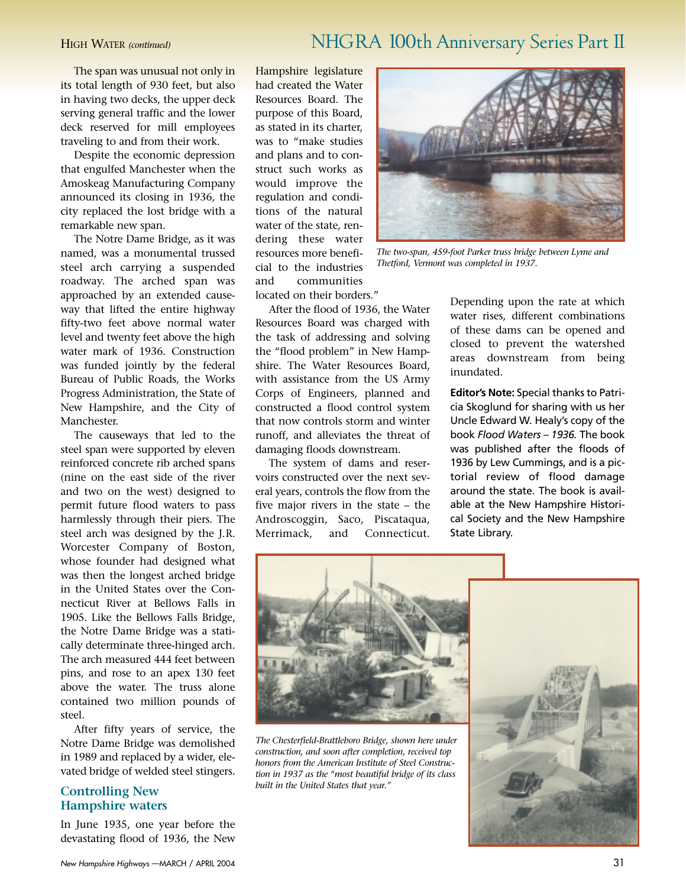The span was unusual not only in its total length of 930 feet, but also in having two decks, the upper deck serving general traffic and the lower deck reserved for mill employees traveling to and from their work.

Despite the economic depression that engulfed Manchester when the Amoskeag Manufacturing Company announced its closing in 1936, the city replaced the lost bridge with a remarkable new span.

The Notre Dame Bridge, as it was named, was a monumental trussed steel arch carrying a suspended roadway. The arched span was approached by an extended causeway that lifted the entire highway fifty-two feet above normal water level and twenty feet above the high water mark of 1936. Construction was funded jointly by the federal Bureau of Public Roads, the Works Progress Administration, the State of New Hampshire, and the City of Manchester.

The causeways that led to the steel span were supported by eleven reinforced concrete rib arched spans (nine on the east side of the river and two on the west) designed to permit future flood waters to pass harmlessly through their piers. The steel arch was designed by the J.R. Worcester Company of Boston, whose founder had designed what was then the longest arched bridge in the United States over the Connecticut River at Bellows Falls in 1905. Like the Bellows Falls Bridge, the Notre Dame Bridge was a statically determinate three-hinged arch. The arch measured 444 feet between pins, and rose to an apex 130 feet above the water. The truss alone contained two million pounds of steel.

After fifty years of service, the Notre Dame Bridge was demolished in 1989 and replaced by a wider, elevated bridge of welded steel stringers.

## Controlling New Hampshire waters

In June 1935, one year before the devastating flood of 1936, the New Hampshire legislature had created the Water Resources Board. The purpose of this Board, as stated in its charter, was to "make studies and plans and to construct such works as would improve the regulation and conditions of the natural water of the state, rendering these water resources more beneficial to the industries and communities located on their borders."

*The two-span, 459-foot Parker truss bridge between Lyme and Thetford, Vermont was completed in 1937.*

After the flood of 1936, the Water Resources Board was charged with the task of addressing and solving the "flood problem" in New Hampshire. The Water Resources Board, with assistance from the US Army Corps of Engineers, planned and constructed a flood control system that now controls storm and winter runoff, and alleviates the threat of damaging floods downstream.

The system of dams and reservoirs constructed over the next several years, controls the flow from the five major rivers in the state – the Androscoggin, Saco, Piscataqua, Merrimack, and Connecticut. Depending upon the rate at which water rises, different combinations of these dams can be opened and closed to prevent the watershed areas downstream from being inundated.

**Editor's Note:** Special thanks to Patricia Skoglund for sharing with us her Uncle Edward W. Healy's copy of the book *Flood Waters – 1936.* The book was published after the floods of 1936 by Lew Cummings, and is a pictorial review of flood damage around the state. The book is available at the New Hampshire Historical Society and the New Hampshire State Library.

*The Chesterfield-Brattleboro Bridge, shown here under construction, and soon after completion, received top honors from the American Institute of Steel Construction in 1937 as the "most beautiful bridge of its class built in the United States that year."*